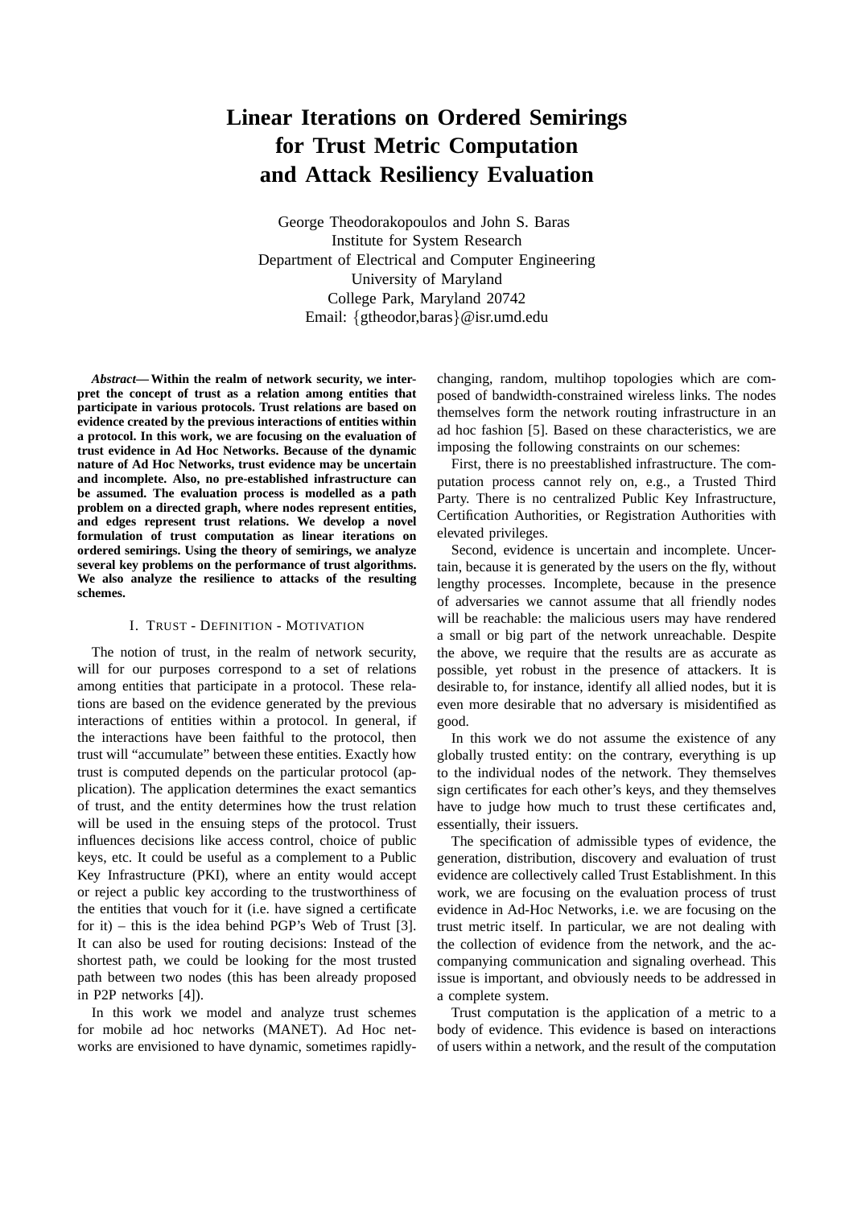# Linear Iterations on Ordered Semirings for Trust Metric Computation and Attack Resiliency Evaluation

George Theodorakopoulos and John S. Baras
Institute for System Research
Department of Electrical and Computer Engineering
University of Maryland
College Park, Maryland 20742
Email: {gtheodor,baras}@isr.umd.edu

***Abstract*— Within the realm of network security, we interpret the concept of trust as a relation among entities that participate in various protocols. Trust relations are based on evidence created by the previous interactions of entities within a protocol. In this work, we are focusing on the evaluation of trust evidence in Ad Hoc Networks. Because of the dynamic nature of Ad Hoc Networks, trust evidence may be uncertain and incomplete. Also, no pre-established infrastructure can be assumed. The evaluation process is modelled as a path problem on a directed graph, where nodes represent entities, and edges represent trust relations. We develop a novel formulation of trust computation as linear iterations on ordered semirings. Using the theory of semirings, we analyze several key problems on the performance of trust algorithms. We also analyze the resilience to attacks of the resulting schemes.**

## I. Trust - Definition - Motivation

The notion of trust, in the realm of network security, will for our purposes correspond to a set of relations among entities that participate in a protocol. These relations are based on the evidence generated by the previous interactions of entities within a protocol. In general, if the interactions have been faithful to the protocol, then trust will "accumulate" between these entities. Exactly how trust is computed depends on the particular protocol (application). The application determines the exact semantics of trust, and the entity determines how the trust relation will be used in the ensuing steps of the protocol. Trust influences decisions like access control, choice of public keys, etc. It could be useful as a complement to a Public Key Infrastructure (PKI), where an entity would accept or reject a public key according to the trustworthiness of the entities that vouch for it (i.e. have signed a certificate for it) – this is the idea behind PGP's Web of Trust [3]. It can also be used for routing decisions: Instead of the shortest path, we could be looking for the most trusted path between two nodes (this has been already proposed in P2P networks [4]).

In this work we model and analyze trust schemes for mobile ad hoc networks (MANET). Ad Hoc networks are envisioned to have dynamic, sometimes rapidly-changing, random, multihop topologies which are composed of bandwidth-constrained wireless links. The nodes themselves form the network routing infrastructure in an ad hoc fashion [5]. Based on these characteristics, we are imposing the following constraints on our schemes:

First, there is no preestablished infrastructure. The computation process cannot rely on, e.g., a Trusted Third Party. There is no centralized Public Key Infrastructure, Certification Authorities, or Registration Authorities with elevated privileges.

Second, evidence is uncertain and incomplete. Uncertain, because it is generated by the users on the fly, without lengthy processes. Incomplete, because in the presence of adversaries we cannot assume that all friendly nodes will be reachable: the malicious users may have rendered a small or big part of the network unreachable. Despite the above, we require that the results are as accurate as possible, yet robust in the presence of attackers. It is desirable to, for instance, identify all allied nodes, but it is even more desirable that no adversary is misidentified as good.

In this work we do not assume the existence of any globally trusted entity: on the contrary, everything is up to the individual nodes of the network. They themselves sign certificates for each other's keys, and they themselves have to judge how much to trust these certificates and, essentially, their issuers.

The specification of admissible types of evidence, the generation, distribution, discovery and evaluation of trust evidence are collectively called Trust Establishment. In this work, we are focusing on the evaluation process of trust evidence in Ad-Hoc Networks, i.e. we are focusing on the trust metric itself. In particular, we are not dealing with the collection of evidence from the network, and the accompanying communication and signaling overhead. This issue is important, and obviously needs to be addressed in a complete system.

Trust computation is the application of a metric to a body of evidence. This evidence is based on interactions of users within a network, and the result of the computation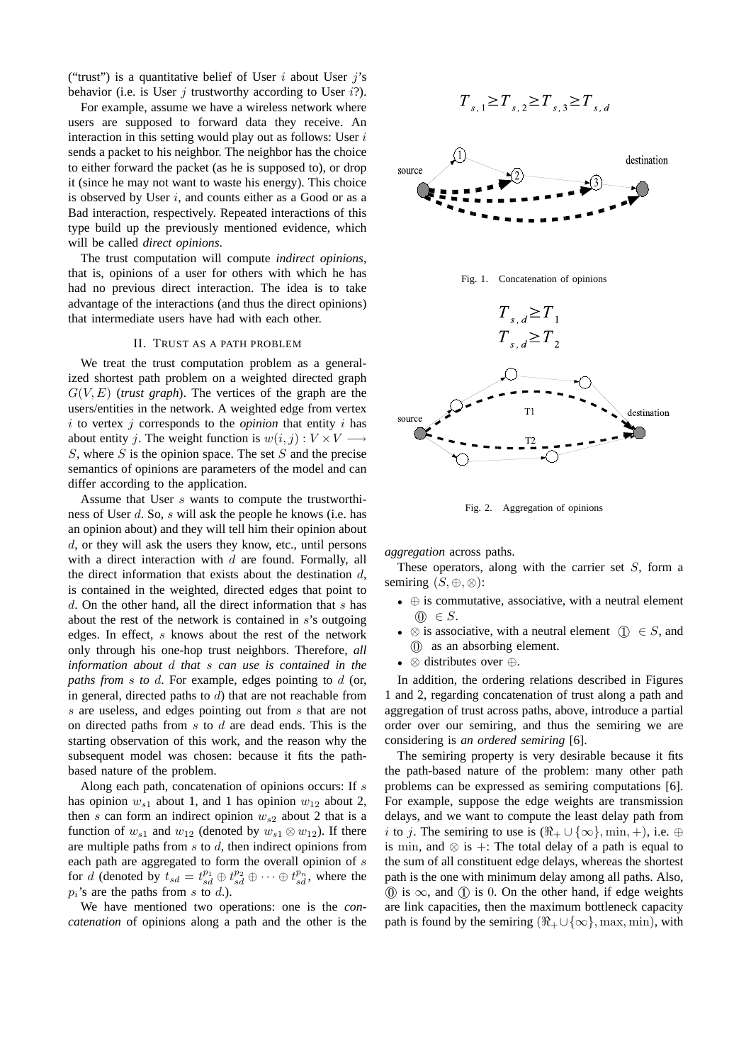("trust") is a quantitative belief of User $i$ about User $j$'s behavior (i.e. is User $j$ trustworthy according to User $i$?).

For example, assume we have a wireless network where users are supposed to forward data they receive. An interaction in this setting would play out as follows: User $i$ sends a packet to his neighbor. The neighbor has the choice to either forward the packet (as he is supposed to), or drop it (since he may not want to waste his energy). This choice is observed by User $i$, and counts either as a Good or as a Bad interaction, respectively. Repeated interactions of this type build up the previously mentioned evidence, which will be called *direct opinions*.

The trust computation will compute *indirect opinions*, that is, opinions of a user for others with which he has had no previous direct interaction. The idea is to take advantage of the interactions (and thus the direct opinions) that intermediate users have had with each other.

## II. Trust as a path problem

We treat the trust computation problem as a generalized shortest path problem on a weighted directed graph $G(V, E)$ (*trust graph*). The vertices of the graph are the users/entities in the network. A weighted edge from vertex $i$ to vertex $j$ corresponds to the *opinion* that entity $i$ has about entity $j$. The weight function is $w(i, j) : V \times V \longrightarrow S$, where $S$ is the opinion space. The set $S$ and the precise semantics of opinions are parameters of the model and can differ according to the application.

Assume that User $s$ wants to compute the trustworthiness of User $d$. So, $s$ will ask the people he knows (i.e. has an opinion about) and they will tell him their opinion about $d$, or they will ask the users they know, etc., until persons with a direct interaction with $d$ are found. Formally, all the direct information that exists about the destination $d$, is contained in the weighted, directed edges that point to $d$. On the other hand, all the direct information that $s$ has about the rest of the network is contained in $s$'s outgoing edges. In effect, $s$ knows about the rest of the network only through his one-hop trust neighbors. Therefore, *all information about $d$ that $s$ can use is contained in the paths from $s$ to $d$*. For example, edges pointing to $d$ (or, in general, directed paths to $d$) that are not reachable from $s$ are useless, and edges pointing out from $s$ that are not on directed paths from $s$ to $d$ are dead ends. This is the starting observation of this work, and the reason why the subsequent model was chosen: because it fits the path-based nature of the problem.

Along each path, concatenation of opinions occurs: If $s$ has opinion $w_{s1}$ about 1, and 1 has opinion $w_{12}$ about 2, then $s$ can form an indirect opinion $w_{s2}$ about 2 that is a function of $w_{s1}$ and $w_{12}$ (denoted by $w_{s1} \otimes w_{12}$). If there are multiple paths from $s$ to $d$, then indirect opinions from each path are aggregated to form the overall opinion of $s$ for $d$ (denoted by $t_{sd} = t_{sd}^{p_1} \oplus t_{sd}^{p_2} \oplus \cdots \oplus t_{sd}^{p_n}$, where the $p_i$'s are the paths from $s$ to $d$.).

We have mentioned two operations: one is the *concatenation* of opinions along a path and the other is the *aggregation* across paths.

$$T_{s,1} \geq T_{s,2} \geq T_{s,3} \geq T_{s,d}$$

Fig. 1. Concatenation of opinions

$$T_{s,d} \geq T_1$$
$$T_{s,d} \geq T_2$$

Fig. 2. Aggregation of opinions

These operators, along with the carrier set $S$, form a semiring $(S, \oplus, \otimes)$:

- $\oplus$ is commutative, associative, with a neutral element $\mathbb{0} \in S$.
- $\otimes$ is associative, with a neutral element $\mathbb{1} \in S$, and $\mathbb{0}$ as an absorbing element.
- $\otimes$ distributes over $\oplus$.

In addition, the ordering relations described in Figures 1 and 2, regarding concatenation of trust along a path and aggregation of trust across paths, above, introduce a partial order over our semiring, and thus the semiring we are considering is *an ordered semiring* [6].

The semiring property is very desirable because it fits the path-based nature of the problem: many other path problems can be expressed as semiring computations [6]. For example, suppose the edge weights are transmission delays, and we want to compute the least delay path from $i$ to $j$. The semiring to use is $(\Re_+ \cup \{\infty\}, \min, +)$, i.e. $\oplus$ is $\min$, and $\otimes$ is $+$: The total delay of a path is equal to the sum of all constituent edge delays, whereas the shortest path is the one with minimum delay among all paths. Also, $\mathbb{0}$ is $\infty$, and $\mathbb{1}$ is $0$. On the other hand, if edge weights are link capacities, then the maximum bottleneck capacity path is found by the semiring $(\Re_+ \cup \{\infty\}, \max, \min)$, with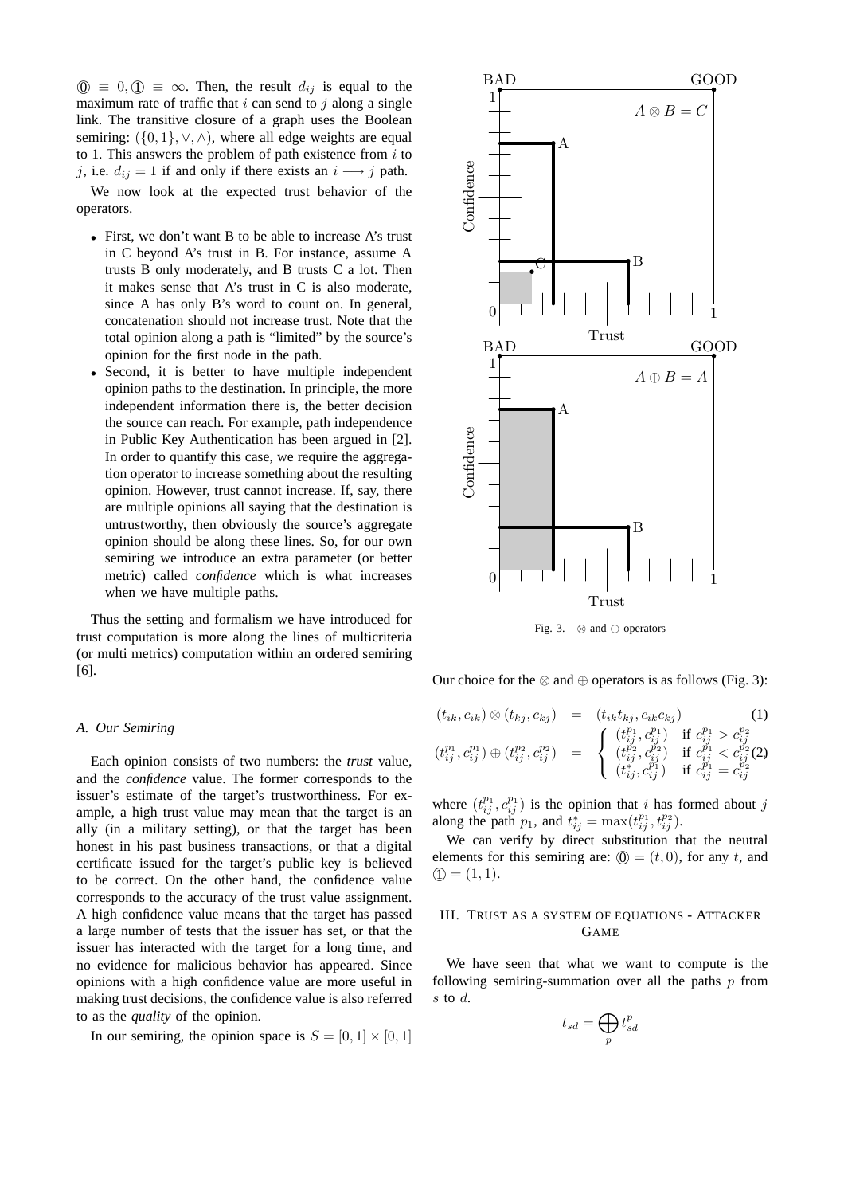$\mathbb{0} \equiv 0, \mathbb{1} \equiv \infty$. Then, the result $d_{ij}$ is equal to the maximum rate of traffic that $i$ can send to $j$ along a single link. The transitive closure of a graph uses the Boolean semiring: $(\{0,1\}, \vee, \wedge)$, where all edge weights are equal to 1. This answers the problem of path existence from $i$ to $j$, i.e. $d_{ij} = 1$ if and only if there exists an $i \longrightarrow j$ path.

We now look at the expected trust behavior of the operators.

- First, we don't want B to be able to increase A's trust in C beyond A's trust in B. For instance, assume A trusts B only moderately, and B trusts C a lot. Then it makes sense that A's trust in C is also moderate, since A has only B's word to count on. In general, concatenation should not increase trust. Note that the total opinion along a path is "limited" by the source's opinion for the first node in the path.
- Second, it is better to have multiple independent opinion paths to the destination. In principle, the more independent information there is, the better decision the source can reach. For example, path independence in Public Key Authentication has been argued in [2]. In order to quantify this case, we require the aggregation operator to increase something about the resulting opinion. However, trust cannot increase. If, say, there are multiple opinions all saying that the destination is untrustworthy, then obviously the source's aggregate opinion should be along these lines. So, for our own semiring we introduce an extra parameter (or better metric) called *confidence* which is what increases when we have multiple paths.

Thus the setting and formalism we have introduced for trust computation is more along the lines of multicriteria (or multi metrics) computation within an ordered semiring [6].

### A. Our Semiring

Each opinion consists of two numbers: the *trust* value, and the *confidence* value. The former corresponds to the issuer's estimate of the target's trustworthiness. For example, a high trust value may mean that the target is an ally (in a military setting), or that the target has been honest in his past business transactions, or that a digital certificate issued for the target's public key is believed to be correct. On the other hand, the confidence value corresponds to the accuracy of the trust value assignment. A high confidence value means that the target has passed a large number of tests that the issuer has set, or that the issuer has interacted with the target for a long time, and no evidence for malicious behavior has appeared. Since opinions with a high confidence value are more useful in making trust decisions, the confidence value is also referred to as the *quality* of the opinion.

In our semiring, the opinion space is $S = [0,1] \times [0,1]$

Fig. 3. $\otimes$ and $\oplus$ operators

Our choice for the $\otimes$ and $\oplus$ operators is as follows (Fig. 3):

$$(t_{ik}, c_{ik}) \otimes (t_{kj}, c_{kj}) = (t_{ik}t_{kj}, c_{ik}c_{kj}) \tag{1}$$

$$(t_{ij}^{p_1}, c_{ij}^{p_1}) \oplus (t_{ij}^{p_2}, c_{ij}^{p_2}) = \begin{cases} (t_{ij}^{p_1}, c_{ij}^{p_1}) & \text{if } c_{ij}^{p_1} > c_{ij}^{p_2} \\ (t_{ij}^{p_2}, c_{ij}^{p_2}) & \text{if } c_{ij}^{p_1} < c_{ij}^{p_2} \\ (t_{ij}^{*}, c_{ij}^{p_1}) & \text{if } c_{ij}^{p_1} = c_{ij}^{p_2} \end{cases} \tag{2}$$

where $(t_{ij}^{p_1}, c_{ij}^{p_1})$ is the opinion that $i$ has formed about $j$ along the path $p_1$, and $t_{ij}^{*} = \max(t_{ij}^{p_1}, t_{ij}^{p_2})$.

We can verify by direct substitution that the neutral elements for this semiring are: $\mathbb{0} = (t, 0)$, for any $t$, and $\mathbb{1} = (1, 1)$.

## III. Trust as a System of Equations - Attacker Game

We have seen that what we want to compute is the following semiring-summation over all the paths $p$ from $s$ to $d$.

$$t_{sd} = \bigoplus_{p} t_{sd}^{p}$$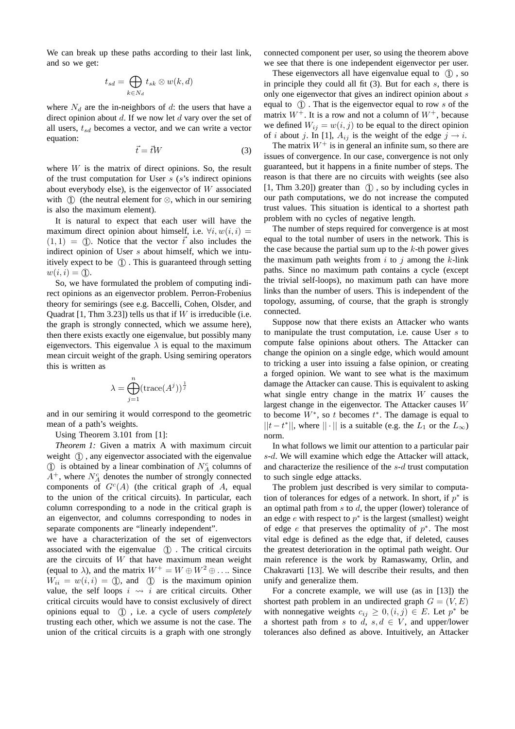We can break up these paths according to their last link, and so we get:

$$t_{sd} = \bigoplus_{k \in N_d} t_{sk} \otimes w(k, d)$$

where $N_d$ are the in-neighbors of $d$: the users that have a direct opinion about $d$. If we now let $d$ vary over the set of all users, $t_{sd}$ becomes a vector, and we can write a vector equation:

$$\vec{t} = \vec{t} W \tag{3}$$

where $W$ is the matrix of direct opinions. So, the result of the trust computation for User $s$ ($s$'s indirect opinions about everybody else), is the eigenvector of $W$ associated with ① (the neutral element for $\otimes$, which in our semiring is also the maximum element).

It is natural to expect that each user will have the maximum direct opinion about himself, i.e. $\forall i, w(i, i) = (1, 1) =$ ①. Notice that the vector $\vec{t}$ also includes the indirect opinion of User $s$ about himself, which we intuitively expect to be ①. This is guaranteed through setting $w(i, i) =$ ①.

So, we have formulated the problem of computing indirect opinions as an eigenvector problem. Perron-Frobenius theory for semirings (see e.g. Baccelli, Cohen, Olsder, and Quadrat [1, Thm 3.23]) tells us that if $W$ is irreducible (i.e. the graph is strongly connected, which we assume here), then there exists exactly one eigenvalue, but possibly many eigenvectors. This eigenvalue $\lambda$ is equal to the maximum mean circuit weight of the graph. Using semiring operators this is written as

$$\lambda = \bigoplus_{j=1}^{n} (\mathrm{trace}(A^j))^{\frac{1}{j}}$$

and in our semiring it would correspond to the geometric mean of a path's weights.

Using Theorem 3.101 from [1]:

*Theorem 1:* Given a matrix A with maximum circuit weight ①, any eigenvector associated with the eigenvalue ① is obtained by a linear combination of $N_A^c$ columns of $A^+$, where $N_A^c$ denotes the number of strongly connected components of $G^c(A)$ (the critical graph of $A$, equal to the union of the critical circuits). In particular, each column corresponding to a node in the critical graph is an eigenvector, and columns corresponding to nodes in separate components are "linearly independent".

we have a characterization of the set of eigenvectors associated with the eigenvalue ①. The critical circuits are the circuits of $W$ that have maximum mean weight (equal to $\lambda$), and the matrix $W^+ = W \oplus W^2 \oplus \ldots$. Since $W_{ii} = w(i, i) =$ ①, and ① is the maximum opinion value, the self loops $i \rightsquigarrow i$ are critical circuits. Other critical circuits would have to consist exclusively of direct opinions equal to ①, i.e. a cycle of users *completely* trusting each other, which we assume is not the case. The union of the critical circuits is a graph with one strongly connected component per user, so using the theorem above we see that there is one independent eigenvector per user.

These eigenvectors all have eigenvalue equal to ①, so in principle they could all fit (3). But for each $s$, there is only one eigenvector that gives an indirect opinion about $s$ equal to ①. That is the eigenvector equal to row $s$ of the matrix $W^+$. It is a row and not a column of $W^+$, because we defined $W_{ij} = w(i, j)$ to be equal to the direct opinion of $i$ about $j$. In [1], $A_{ij}$ is the weight of the edge $j \to i$.

The matrix $W^+$ is in general an infinite sum, so there are issues of convergence. In our case, convergence is not only guaranteed, but it happens in a finite number of steps. The reason is that there are no circuits with weights (see also [1, Thm 3.20]) greater than ①, so by including cycles in our path computations, we do not increase the computed trust values. This situation is identical to a shortest path problem with no cycles of negative length.

The number of steps required for convergence is at most equal to the total number of users in the network. This is the case because the partial sum up to the $k$-th power gives the maximum path weights from $i$ to $j$ among the $k$-link paths. Since no maximum path contains a cycle (except the trivial self-loops), no maximum path can have more links than the number of users. This is independent of the topology, assuming, of course, that the graph is strongly connected.

Suppose now that there exists an Attacker who wants to manipulate the trust computation, i.e. cause User $s$ to compute false opinions about others. The Attacker can change the opinion on a single edge, which would amount to tricking a user into issuing a false opinion, or creating a forged opinion. We want to see what is the maximum damage the Attacker can cause. This is equivalent to asking what single entry change in the matrix $W$ causes the largest change in the eigenvector. The Attacker causes $W$ to become $W^*$, so $t$ becomes $t^*$. The damage is equal to $||t - t^*||$, where $|| \cdot ||$ is a suitable (e.g. the $L_1$ or the $L_\infty$) norm.

In what follows we limit our attention to a particular pair $s$-$d$. We will examine which edge the Attacker will attack, and characterize the resilience of the $s$-$d$ trust computation to such single edge attacks.

The problem just described is very similar to computation of tolerances for edges of a network. In short, if $p^*$ is an optimal path from $s$ to $d$, the upper (lower) tolerance of an edge $e$ with respect to $p^*$ is the largest (smallest) weight of edge $e$ that preserves the optimality of $p^*$. The most vital edge is defined as the edge that, if deleted, causes the greatest deterioration in the optimal path weight. Our main reference is the work by Ramaswamy, Orlin, and Chakravarti [13]. We will describe their results, and then unify and generalize them.

For a concrete example, we will use (as in [13]) the shortest path problem in an undirected graph $G = (V, E)$ with nonnegative weights $c_{ij} \geq 0, (i, j) \in E$. Let $p^*$ be a shortest path from $s$ to $d$, $s, d \in V$, and upper/lower tolerances also defined as above. Intuitively, an Attacker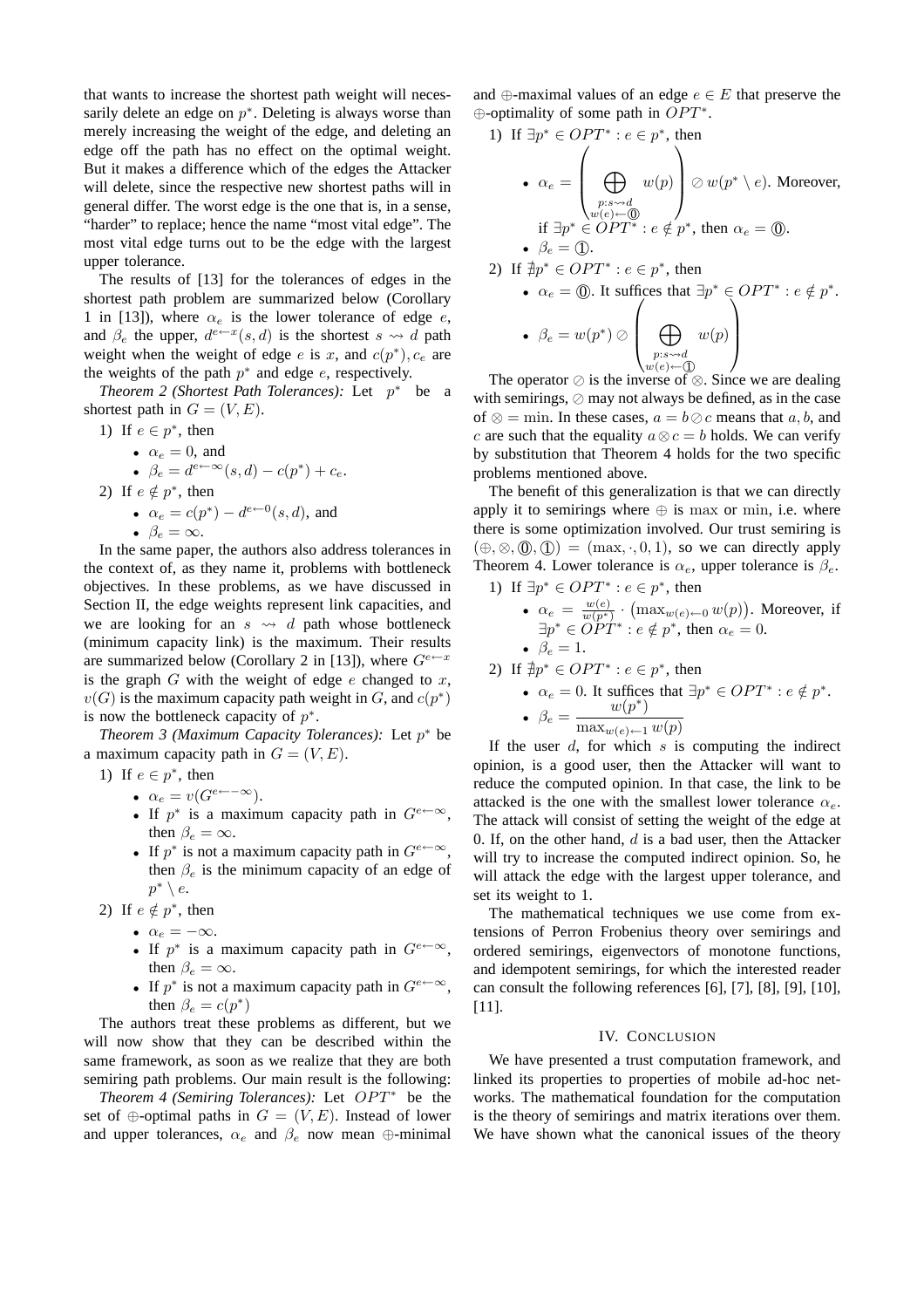that wants to increase the shortest path weight will necessarily delete an edge on $p^*$. Deleting is always worse than merely increasing the weight of the edge, and deleting an edge off the path has no effect on the optimal weight. But it makes a difference which of the edges the Attacker will delete, since the respective new shortest paths will in general differ. The worst edge is the one that is, in a sense, "harder" to replace; hence the name "most vital edge". The most vital edge turns out to be the edge with the largest upper tolerance.

The results of [13] for the tolerances of edges in the shortest path problem are summarized below (Corollary 1 in [13]), where $\alpha_e$ is the lower tolerance of edge $e$, and $\beta_e$ the upper, $d^{e\leftarrow x}(s,d)$ is the shortest $s \rightsquigarrow d$ path weight when the weight of edge $e$ is $x$, and $c(p^*), c_e$ are the weights of the path $p^*$ and edge $e$, respectively.

*Theorem 2 (Shortest Path Tolerances):* Let $p^*$ be a shortest path in $G = (V, E)$.

1) If $e \in p^*$, then
   - $\alpha_e = 0$, and
   - $\beta_e = d^{e\leftarrow\infty}(s,d) - c(p^*) + c_e$.
2) If $e \notin p^*$, then
   - $\alpha_e = c(p^*) - d^{e\leftarrow 0}(s,d)$, and
   - $\beta_e = \infty$.

In the same paper, the authors also address tolerances in the context of, as they name it, problems with bottleneck objectives. In these problems, as we have discussed in Section II, the edge weights represent link capacities, and we are looking for an $s \rightsquigarrow d$ path whose bottleneck (minimum capacity link) is the maximum. Their results are summarized below (Corollary 2 in [13]), where $G^{e\leftarrow x}$ is the graph $G$ with the weight of edge $e$ changed to $x$, $v(G)$ is the maximum capacity path weight in $G$, and $c(p^*)$ is now the bottleneck capacity of $p^*$.

*Theorem 3 (Maximum Capacity Tolerances):* Let $p^*$ be a maximum capacity path in $G = (V, E)$.

1) If $e \in p^*$, then
   - $\alpha_e = v(G^{e\leftarrow -\infty})$.
   - If $p^*$ is a maximum capacity path in $G^{e\leftarrow\infty}$, then $\beta_e = \infty$.
   - If $p^*$ is not a maximum capacity path in $G^{e\leftarrow\infty}$, then $\beta_e$ is the minimum capacity of an edge of $p^* \setminus e$.
2) If $e \notin p^*$, then
   - $\alpha_e = -\infty$.
   - If $p^*$ is a maximum capacity path in $G^{e\leftarrow\infty}$, then $\beta_e = \infty$.
   - If $p^*$ is not a maximum capacity path in $G^{e\leftarrow\infty}$, then $\beta_e = c(p^*)$

The authors treat these problems as different, but we will now show that they can be described within the same framework, as soon as we realize that they are both semiring path problems. Our main result is the following:

*Theorem 4 (Semiring Tolerances):* Let $OPT^*$ be the set of $\oplus$-optimal paths in $G = (V, E)$. Instead of lower and upper tolerances, $\alpha_e$ and $\beta_e$ now mean $\oplus$-minimal and $\oplus$-maximal values of an edge $e \in E$ that preserve the $\oplus$-optimality of some path in $OPT^*$.

1) If $\exists p^* \in OPT^* : e \in p^*$, then
   - $\alpha_e = \left( \bigoplus_{\substack{p:s\rightsquigarrow d \\ w(e)\leftarrow \mathbb{0}}} w(p) \right) \oslash w(p^* \setminus e)$. Moreover, if $\exists p^* \in OPT^* : e \notin p^*$, then $\alpha_e = \mathbb{0}$.
   - $\beta_e = \mathbb{1}$.
2) If $\nexists p^* \in OPT^* : e \in p^*$, then
   - $\alpha_e = \mathbb{0}$. It suffices that $\exists p^* \in OPT^* : e \notin p^*$.
   - $\beta_e = w(p^*) \oslash \left( \bigoplus_{\substack{p:s\rightsquigarrow d \\ w(e)\leftarrow \mathbb{1}}} w(p) \right)$

The operator $\oslash$ is the inverse of $\otimes$. Since we are dealing with semirings, $\oslash$ may not always be defined, as in the case of $\otimes = \min$. In these cases, $a = b \oslash c$ means that $a, b$, and $c$ are such that the equality $a \otimes c = b$ holds. We can verify by substitution that Theorem 4 holds for the two specific problems mentioned above.

The benefit of this generalization is that we can directly apply it to semirings where $\oplus$ is $\max$ or $\min$, i.e. where there is some optimization involved. Our trust semiring is $(\oplus, \otimes, \mathbb{0}, \mathbb{1}) = (\max, \cdot, 0, 1)$, so we can directly apply Theorem 4. Lower tolerance is $\alpha_e$, upper tolerance is $\beta_e$.

1) If $\exists p^* \in OPT^* : e \in p^*$, then
   - $\alpha_e = \frac{w(e)}{w(p^*)} \cdot \left( \max_{w(e)\leftarrow 0} w(p) \right)$. Moreover, if $\exists p^* \in OPT^* : e \notin p^*$, then $\alpha_e = 0$.
   - $\beta_e = 1$.
2) If $\nexists p^* \in OPT^* : e \in p^*$, then
   - $\alpha_e = 0$. It suffices that $\exists p^* \in OPT^* : e \notin p^*$.
   - $\beta_e = \dfrac{w(p^*)}{\max_{w(e)\leftarrow 1} w(p)}$

If the user $d$, for which $s$ is computing the indirect opinion, is a good user, then the Attacker will want to reduce the computed opinion. In that case, the link to be attacked is the one with the smallest lower tolerance $\alpha_e$. The attack will consist of setting the weight of the edge at 0. If, on the other hand, $d$ is a bad user, then the Attacker will try to increase the computed indirect opinion. So, he will attack the edge with the largest upper tolerance, and set its weight to 1.

The mathematical techniques we use come from extensions of Perron Frobenius theory over semirings and ordered semirings, eigenvectors of monotone functions, and idempotent semirings, for which the interested reader can consult the following references [6], [7], [8], [9], [10], [11].

## IV. Conclusion

We have presented a trust computation framework, and linked its properties to properties of mobile ad-hoc networks. The mathematical foundation for the computation is the theory of semirings and matrix iterations over them. We have shown what the canonical issues of the theory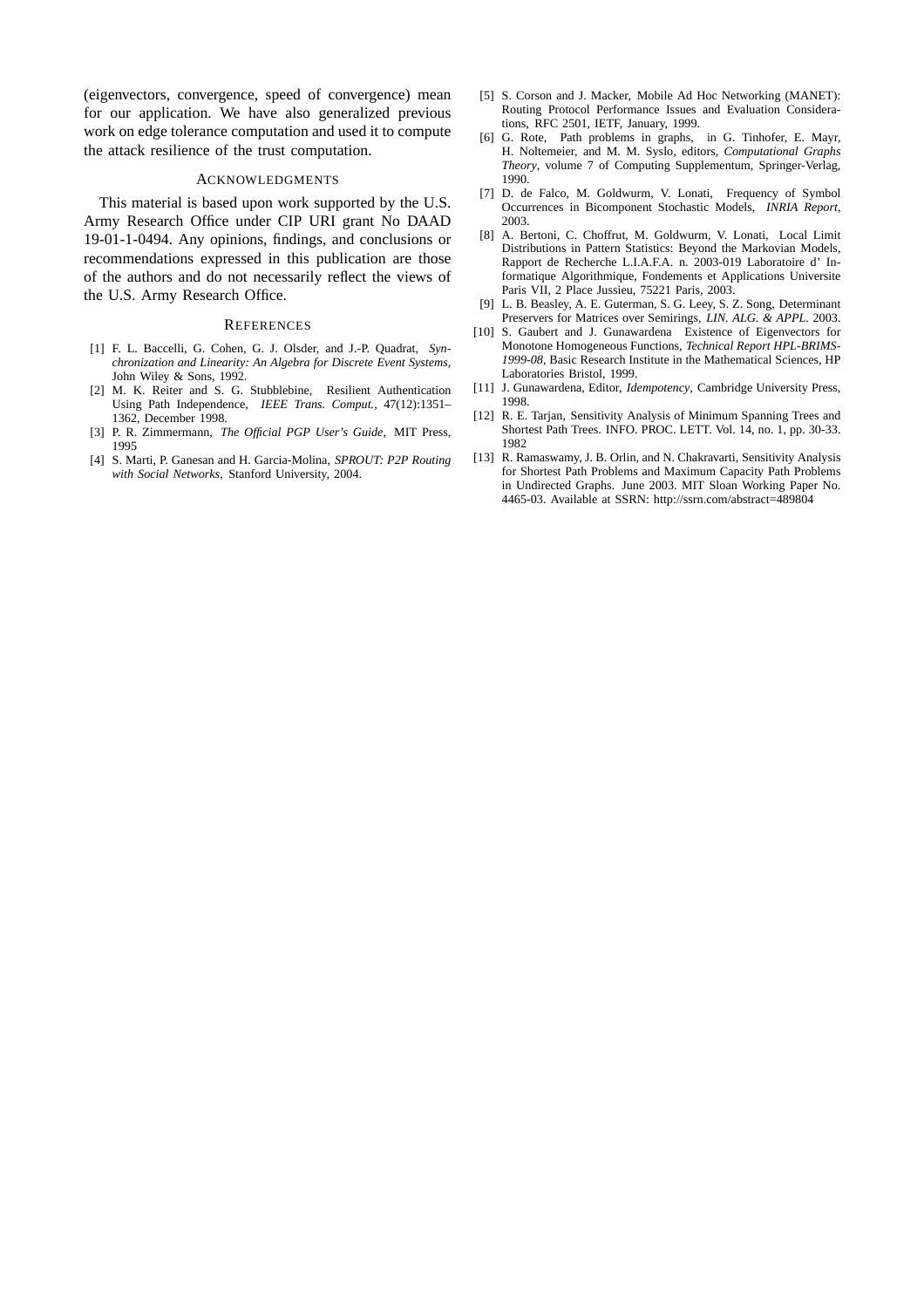(eigenvectors, convergence, speed of convergence) mean for our application. We have also generalized previous work on edge tolerance computation and used it to compute the attack resilience of the trust computation.

## Acknowledgments

This material is based upon work supported by the U.S. Army Research Office under CIP URI grant No DAAD 19-01-1-0494. Any opinions, findings, and conclusions or recommendations expressed in this publication are those of the authors and do not necessarily reflect the views of the U.S. Army Research Office.

## References

[1] F. L. Baccelli, G. Cohen, G. J. Olsder, and J.-P. Quadrat, *Synchronization and Linearity: An Algebra for Discrete Event Systems*, John Wiley & Sons, 1992.

[2] M. K. Reiter and S. G. Stubblebine, Resilient Authentication Using Path Independence, *IEEE Trans. Comput.*, 47(12):1351–1362, December 1998.

[3] P. R. Zimmermann, *The Official PGP User's Guide*, MIT Press, 1995

[4] S. Marti, P. Ganesan and H. Garcia-Molina, *SPROUT: P2P Routing with Social Networks*, Stanford University, 2004.

[5] S. Corson and J. Macker, Mobile Ad Hoc Networking (MANET): Routing Protocol Performance Issues and Evaluation Considerations, RFC 2501, IETF, January, 1999.

[6] G. Rote, Path problems in graphs, in G. Tinhofer, E. Mayr, H. Noltemeier, and M. M. Syslo, editors, *Computational Graphs Theory*, volume 7 of Computing Supplementum, Springer-Verlag, 1990.

[7] D. de Falco, M. Goldwurm, V. Lonati, Frequency of Symbol Occurrences in Bicomponent Stochastic Models, *INRIA Report*, 2003.

[8] A. Bertoni, C. Choffrut, M. Goldwurm, V. Lonati, Local Limit Distributions in Pattern Statistics: Beyond the Markovian Models, Rapport de Recherche L.I.A.F.A. n. 2003-019 Laboratoire d' Informatique Algorithmique, Fondements et Applications Universite Paris VII, 2 Place Jussieu, 75221 Paris, 2003.

[9] L. B. Beasley, A. E. Guterman, S. G. Leey, S. Z. Song, Determinant Preservers for Matrices over Semirings, *LIN. ALG. & APPL.* 2003.

[10] S. Gaubert and J. Gunawardena Existence of Eigenvectors for Monotone Homogeneous Functions, *Technical Report HPL-BRIMS-1999-08*, Basic Research Institute in the Mathematical Sciences, HP Laboratories Bristol, 1999.

[11] J. Gunawardena, Editor, *Idempotency*, Cambridge University Press, 1998.

[12] R. E. Tarjan, Sensitivity Analysis of Minimum Spanning Trees and Shortest Path Trees. INFO. PROC. LETT. Vol. 14, no. 1, pp. 30-33. 1982

[13] R. Ramaswamy, J. B. Orlin, and N. Chakravarti, Sensitivity Analysis for Shortest Path Problems and Maximum Capacity Path Problems in Undirected Graphs. June 2003. MIT Sloan Working Paper No. 4465-03. Available at SSRN: http://ssrn.com/abstract=489804